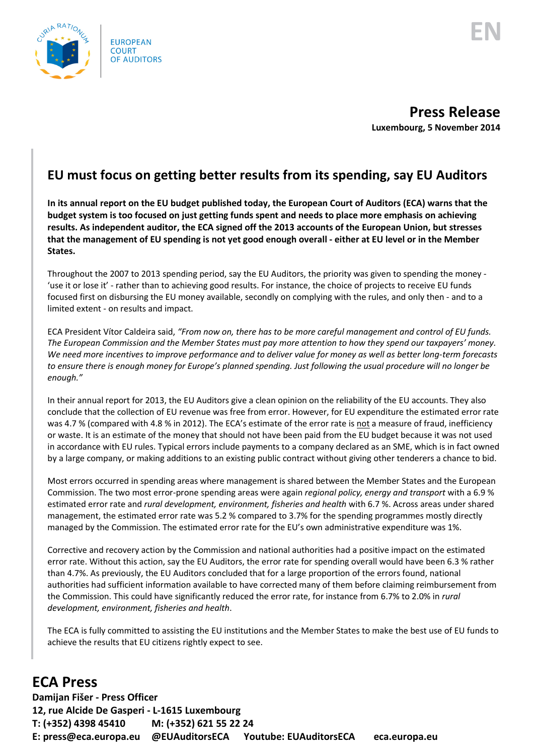EUROPEAN COURT OF AUDITORS

EN

**Press Release**
**Luxembourg, 5 November 2014**

## EU must focus on getting better results from its spending, say EU Auditors

**In its annual report on the EU budget published today, the European Court of Auditors (ECA) warns that the budget system is too focused on just getting funds spent and needs to place more emphasis on achieving results. As independent auditor, the ECA signed off the 2013 accounts of the European Union, but stresses that the management of EU spending is not yet good enough overall - either at EU level or in the Member States.**

Throughout the 2007 to 2013 spending period, say the EU Auditors, the priority was given to spending the money - 'use it or lose it' - rather than to achieving good results. For instance, the choice of projects to receive EU funds focused first on disbursing the EU money available, secondly on complying with the rules, and only then - and to a limited extent - on results and impact.

ECA President Vítor Caldeira said, *"From now on, there has to be more careful management and control of EU funds. The European Commission and the Member States must pay more attention to how they spend our taxpayers' money. We need more incentives to improve performance and to deliver value for money as well as better long-term forecasts to ensure there is enough money for Europe's planned spending. Just following the usual procedure will no longer be enough."*

In their annual report for 2013, the EU Auditors give a clean opinion on the reliability of the EU accounts. They also conclude that the collection of EU revenue was free from error. However, for EU expenditure the estimated error rate was 4.7 % (compared with 4.8 % in 2012). The ECA's estimate of the error rate is <u>not</u> a measure of fraud, inefficiency or waste. It is an estimate of the money that should not have been paid from the EU budget because it was not used in accordance with EU rules. Typical errors include payments to a company declared as an SME, which is in fact owned by a large company, or making additions to an existing public contract without giving other tenderers a chance to bid.

Most errors occurred in spending areas where management is shared between the Member States and the European Commission. The two most error-prone spending areas were again *regional policy, energy and transport* with a 6.9 % estimated error rate and *rural development, environment, fisheries and health* with 6.7 %. Across areas under shared management, the estimated error rate was 5.2 % compared to 3.7% for the spending programmes mostly directly managed by the Commission. The estimated error rate for the EU's own administrative expenditure was 1%.

Corrective and recovery action by the Commission and national authorities had a positive impact on the estimated error rate. Without this action, say the EU Auditors, the error rate for spending overall would have been 6.3 % rather than 4.7%. As previously, the EU Auditors concluded that for a large proportion of the errors found, national authorities had sufficient information available to have corrected many of them before claiming reimbursement from the Commission. This could have significantly reduced the error rate, for instance from 6.7% to 2.0% in *rural development, environment, fisheries and health*.

The ECA is fully committed to assisting the EU institutions and the Member States to make the best use of EU funds to achieve the results that EU citizens rightly expect to see.

## ECA Press

**Damijan Fišer - Press Officer**
**12, rue Alcide De Gasperi - L-1615 Luxembourg**
**T: (+352) 4398 45410 M: (+352) 621 55 22 24**
**E: press@eca.europa.eu @EUAuditorsECA Youtube: EUAuditorsECA eca.europa.eu**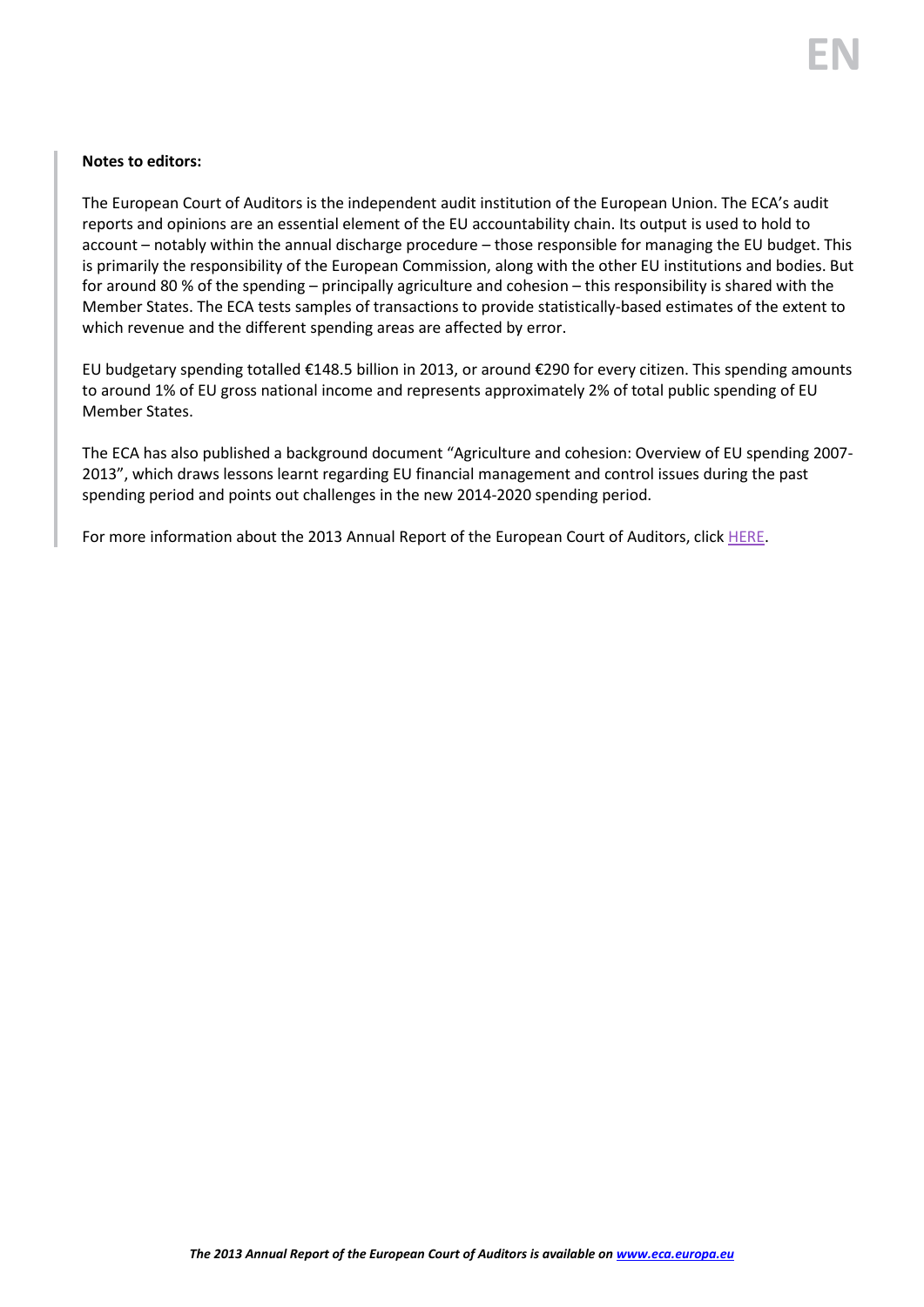**Notes to editors:**

The European Court of Auditors is the independent audit institution of the European Union. The ECA's audit reports and opinions are an essential element of the EU accountability chain. Its output is used to hold to account – notably within the annual discharge procedure – those responsible for managing the EU budget. This is primarily the responsibility of the European Commission, along with the other EU institutions and bodies. But for around 80 % of the spending – principally agriculture and cohesion – this responsibility is shared with the Member States. The ECA tests samples of transactions to provide statistically-based estimates of the extent to which revenue and the different spending areas are affected by error.

EU budgetary spending totalled €148.5 billion in 2013, or around €290 for every citizen. This spending amounts to around 1% of EU gross national income and represents approximately 2% of total public spending of EU Member States.

The ECA has also published a background document "Agriculture and cohesion: Overview of EU spending 2007-2013", which draws lessons learnt regarding EU financial management and control issues during the past spending period and points out challenges in the new 2014-2020 spending period.

For more information about the 2013 Annual Report of the European Court of Auditors, click HERE.

*The 2013 Annual Report of the European Court of Auditors is available on www.eca.europa.eu*